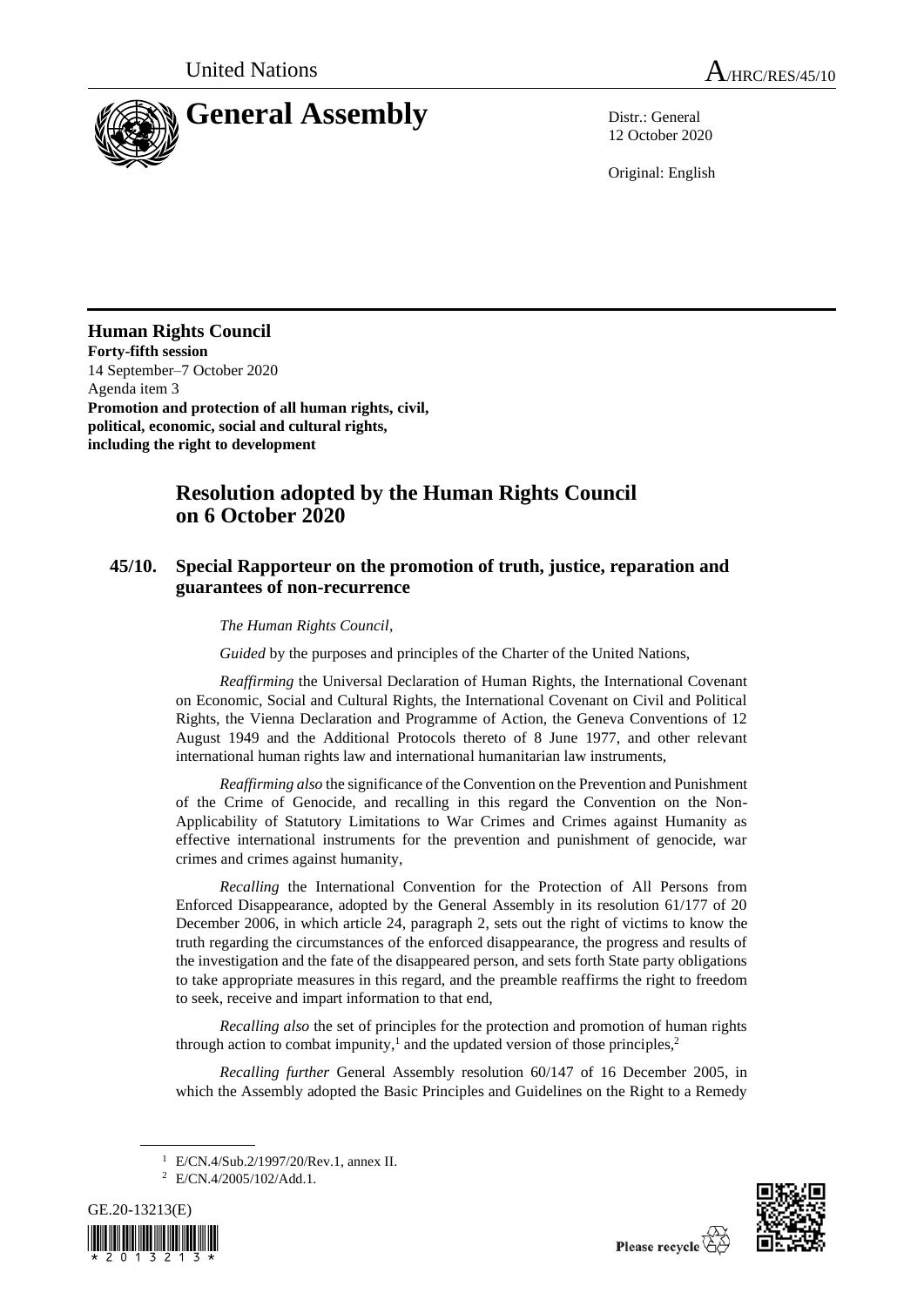United Nations

A/HRC/RES/45/10

# General Assembly

Distr.: General
12 October 2020

Original: English

**Human Rights Council**
**Forty-fifth session**
14 September–7 October 2020
Agenda item 3
**Promotion and protection of all human rights, civil, political, economic, social and cultural rights, including the right to development**

## Resolution adopted by the Human Rights Council on 6 October 2020

### 45/10. Special Rapporteur on the promotion of truth, justice, reparation and guarantees of non-recurrence

*The Human Rights Council*,

*Guided* by the purposes and principles of the Charter of the United Nations,

*Reaffirming* the Universal Declaration of Human Rights, the International Covenant on Economic, Social and Cultural Rights, the International Covenant on Civil and Political Rights, the Vienna Declaration and Programme of Action, the Geneva Conventions of 12 August 1949 and the Additional Protocols thereto of 8 June 1977, and other relevant international human rights law and international humanitarian law instruments,

*Reaffirming also* the significance of the Convention on the Prevention and Punishment of the Crime of Genocide, and recalling in this regard the Convention on the Non-Applicability of Statutory Limitations to War Crimes and Crimes against Humanity as effective international instruments for the prevention and punishment of genocide, war crimes and crimes against humanity,

*Recalling* the International Convention for the Protection of All Persons from Enforced Disappearance, adopted by the General Assembly in its resolution 61/177 of 20 December 2006, in which article 24, paragraph 2, sets out the right of victims to know the truth regarding the circumstances of the enforced disappearance, the progress and results of the investigation and the fate of the disappeared person, and sets forth State party obligations to take appropriate measures in this regard, and the preamble reaffirms the right to freedom to seek, receive and impart information to that end,

*Recalling also* the set of principles for the protection and promotion of human rights through action to combat impunity,[1] and the updated version of those principles,[2]

*Recalling further* General Assembly resolution 60/147 of 16 December 2005, in which the Assembly adopted the Basic Principles and Guidelines on the Right to a Remedy

[1] E/CN.4/Sub.2/1997/20/Rev.1, annex II.

[2] E/CN.4/2005/102/Add.1.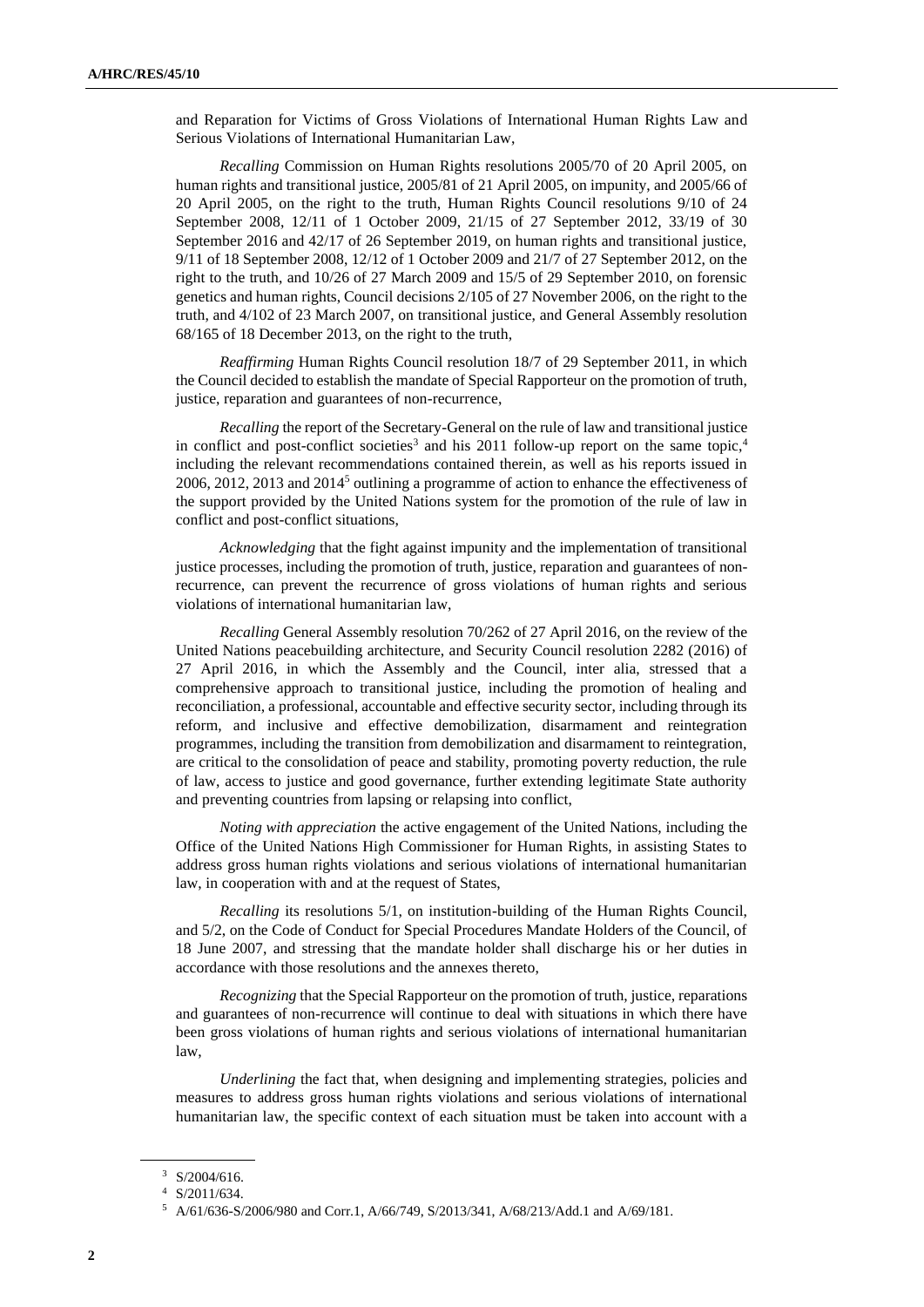and Reparation for Victims of Gross Violations of International Human Rights Law and Serious Violations of International Humanitarian Law,

*Recalling* Commission on Human Rights resolutions 2005/70 of 20 April 2005, on human rights and transitional justice, 2005/81 of 21 April 2005, on impunity, and 2005/66 of 20 April 2005, on the right to the truth, Human Rights Council resolutions 9/10 of 24 September 2008, 12/11 of 1 October 2009, 21/15 of 27 September 2012, 33/19 of 30 September 2016 and 42/17 of 26 September 2019, on human rights and transitional justice, 9/11 of 18 September 2008, 12/12 of 1 October 2009 and 21/7 of 27 September 2012, on the right to the truth, and 10/26 of 27 March 2009 and 15/5 of 29 September 2010, on forensic genetics and human rights, Council decisions 2/105 of 27 November 2006, on the right to the truth, and 4/102 of 23 March 2007, on transitional justice, and General Assembly resolution 68/165 of 18 December 2013, on the right to the truth,

*Reaffirming* Human Rights Council resolution 18/7 of 29 September 2011, in which the Council decided to establish the mandate of Special Rapporteur on the promotion of truth, justice, reparation and guarantees of non-recurrence,

*Recalling* the report of the Secretary-General on the rule of law and transitional justice in conflict and post-conflict societies[3] and his 2011 follow-up report on the same topic,[4] including the relevant recommendations contained therein, as well as his reports issued in 2006, 2012, 2013 and 2014[5] outlining a programme of action to enhance the effectiveness of the support provided by the United Nations system for the promotion of the rule of law in conflict and post-conflict situations,

*Acknowledging* that the fight against impunity and the implementation of transitional justice processes, including the promotion of truth, justice, reparation and guarantees of non-recurrence, can prevent the recurrence of gross violations of human rights and serious violations of international humanitarian law,

*Recalling* General Assembly resolution 70/262 of 27 April 2016, on the review of the United Nations peacebuilding architecture, and Security Council resolution 2282 (2016) of 27 April 2016, in which the Assembly and the Council, inter alia, stressed that a comprehensive approach to transitional justice, including the promotion of healing and reconciliation, a professional, accountable and effective security sector, including through its reform, and inclusive and effective demobilization, disarmament and reintegration programmes, including the transition from demobilization and disarmament to reintegration, are critical to the consolidation of peace and stability, promoting poverty reduction, the rule of law, access to justice and good governance, further extending legitimate State authority and preventing countries from lapsing or relapsing into conflict,

*Noting with appreciation* the active engagement of the United Nations, including the Office of the United Nations High Commissioner for Human Rights, in assisting States to address gross human rights violations and serious violations of international humanitarian law, in cooperation with and at the request of States,

*Recalling* its resolutions 5/1, on institution-building of the Human Rights Council, and 5/2, on the Code of Conduct for Special Procedures Mandate Holders of the Council, of 18 June 2007, and stressing that the mandate holder shall discharge his or her duties in accordance with those resolutions and the annexes thereto,

*Recognizing* that the Special Rapporteur on the promotion of truth, justice, reparations and guarantees of non-recurrence will continue to deal with situations in which there have been gross violations of human rights and serious violations of international humanitarian law,

*Underlining* the fact that, when designing and implementing strategies, policies and measures to address gross human rights violations and serious violations of international humanitarian law, the specific context of each situation must be taken into account with a

---

[3] S/2004/616.

[4] S/2011/634.

[5] A/61/636-S/2006/980 and Corr.1, A/66/749, S/2013/341, A/68/213/Add.1 and A/69/181.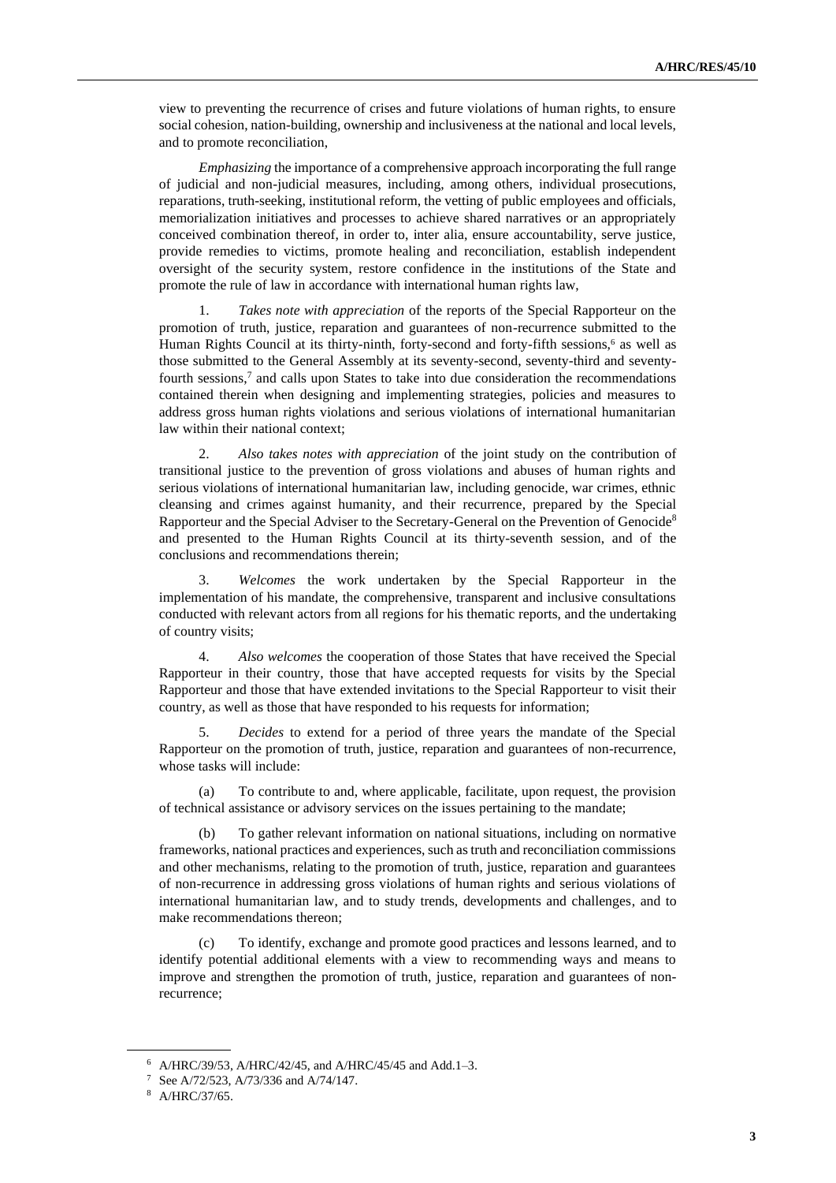view to preventing the recurrence of crises and future violations of human rights, to ensure social cohesion, nation-building, ownership and inclusiveness at the national and local levels, and to promote reconciliation,

*Emphasizing* the importance of a comprehensive approach incorporating the full range of judicial and non-judicial measures, including, among others, individual prosecutions, reparations, truth-seeking, institutional reform, the vetting of public employees and officials, memorialization initiatives and processes to achieve shared narratives or an appropriately conceived combination thereof, in order to, inter alia, ensure accountability, serve justice, provide remedies to victims, promote healing and reconciliation, establish independent oversight of the security system, restore confidence in the institutions of the State and promote the rule of law in accordance with international human rights law,

1. *Takes note with appreciation* of the reports of the Special Rapporteur on the promotion of truth, justice, reparation and guarantees of non-recurrence submitted to the Human Rights Council at its thirty-ninth, forty-second and forty-fifth sessions,[6] as well as those submitted to the General Assembly at its seventy-second, seventy-third and seventy-fourth sessions,[7] and calls upon States to take into due consideration the recommendations contained therein when designing and implementing strategies, policies and measures to address gross human rights violations and serious violations of international humanitarian law within their national context;

2. *Also takes notes with appreciation* of the joint study on the contribution of transitional justice to the prevention of gross violations and abuses of human rights and serious violations of international humanitarian law, including genocide, war crimes, ethnic cleansing and crimes against humanity, and their recurrence, prepared by the Special Rapporteur and the Special Adviser to the Secretary-General on the Prevention of Genocide[8] and presented to the Human Rights Council at its thirty-seventh session, and of the conclusions and recommendations therein;

3. *Welcomes* the work undertaken by the Special Rapporteur in the implementation of his mandate, the comprehensive, transparent and inclusive consultations conducted with relevant actors from all regions for his thematic reports, and the undertaking of country visits;

4. *Also welcomes* the cooperation of those States that have received the Special Rapporteur in their country, those that have accepted requests for visits by the Special Rapporteur and those that have extended invitations to the Special Rapporteur to visit their country, as well as those that have responded to his requests for information;

5. *Decides* to extend for a period of three years the mandate of the Special Rapporteur on the promotion of truth, justice, reparation and guarantees of non-recurrence, whose tasks will include:

(a) To contribute to and, where applicable, facilitate, upon request, the provision of technical assistance or advisory services on the issues pertaining to the mandate;

(b) To gather relevant information on national situations, including on normative frameworks, national practices and experiences, such as truth and reconciliation commissions and other mechanisms, relating to the promotion of truth, justice, reparation and guarantees of non-recurrence in addressing gross violations of human rights and serious violations of international humanitarian law, and to study trends, developments and challenges, and to make recommendations thereon;

(c) To identify, exchange and promote good practices and lessons learned, and to identify potential additional elements with a view to recommending ways and means to improve and strengthen the promotion of truth, justice, reparation and guarantees of non-recurrence;

---

[6] A/HRC/39/53, A/HRC/42/45, and A/HRC/45/45 and Add.1–3.

[7] See A/72/523, A/73/336 and A/74/147.

[8] A/HRC/37/65.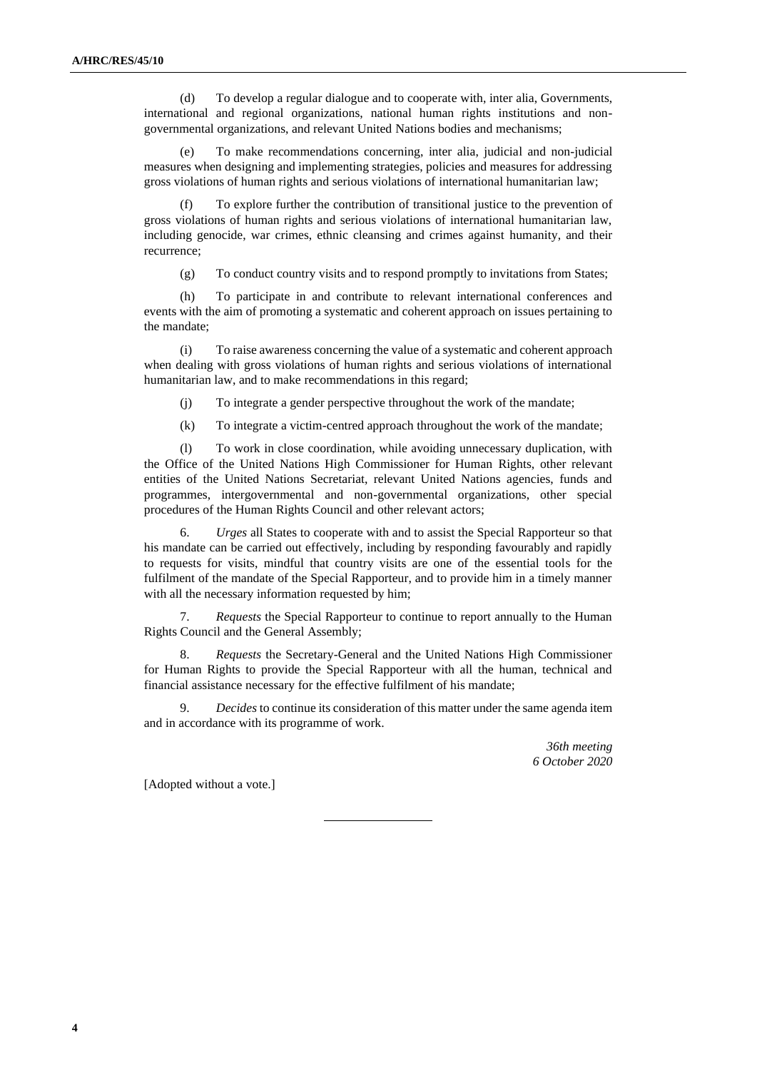(d) To develop a regular dialogue and to cooperate with, inter alia, Governments, international and regional organizations, national human rights institutions and non-governmental organizations, and relevant United Nations bodies and mechanisms;

(e) To make recommendations concerning, inter alia, judicial and non-judicial measures when designing and implementing strategies, policies and measures for addressing gross violations of human rights and serious violations of international humanitarian law;

(f) To explore further the contribution of transitional justice to the prevention of gross violations of human rights and serious violations of international humanitarian law, including genocide, war crimes, ethnic cleansing and crimes against humanity, and their recurrence;

(g) To conduct country visits and to respond promptly to invitations from States;

(h) To participate in and contribute to relevant international conferences and events with the aim of promoting a systematic and coherent approach on issues pertaining to the mandate;

(i) To raise awareness concerning the value of a systematic and coherent approach when dealing with gross violations of human rights and serious violations of international humanitarian law, and to make recommendations in this regard;

(j) To integrate a gender perspective throughout the work of the mandate;

(k) To integrate a victim-centred approach throughout the work of the mandate;

(l) To work in close coordination, while avoiding unnecessary duplication, with the Office of the United Nations High Commissioner for Human Rights, other relevant entities of the United Nations Secretariat, relevant United Nations agencies, funds and programmes, intergovernmental and non-governmental organizations, other special procedures of the Human Rights Council and other relevant actors;

6. *Urges* all States to cooperate with and to assist the Special Rapporteur so that his mandate can be carried out effectively, including by responding favourably and rapidly to requests for visits, mindful that country visits are one of the essential tools for the fulfilment of the mandate of the Special Rapporteur, and to provide him in a timely manner with all the necessary information requested by him;

7. *Requests* the Special Rapporteur to continue to report annually to the Human Rights Council and the General Assembly;

8. *Requests* the Secretary-General and the United Nations High Commissioner for Human Rights to provide the Special Rapporteur with all the human, technical and financial assistance necessary for the effective fulfilment of his mandate;

9. *Decides* to continue its consideration of this matter under the same agenda item and in accordance with its programme of work.

*36th meeting*
*6 October 2020*

[Adopted without a vote.]